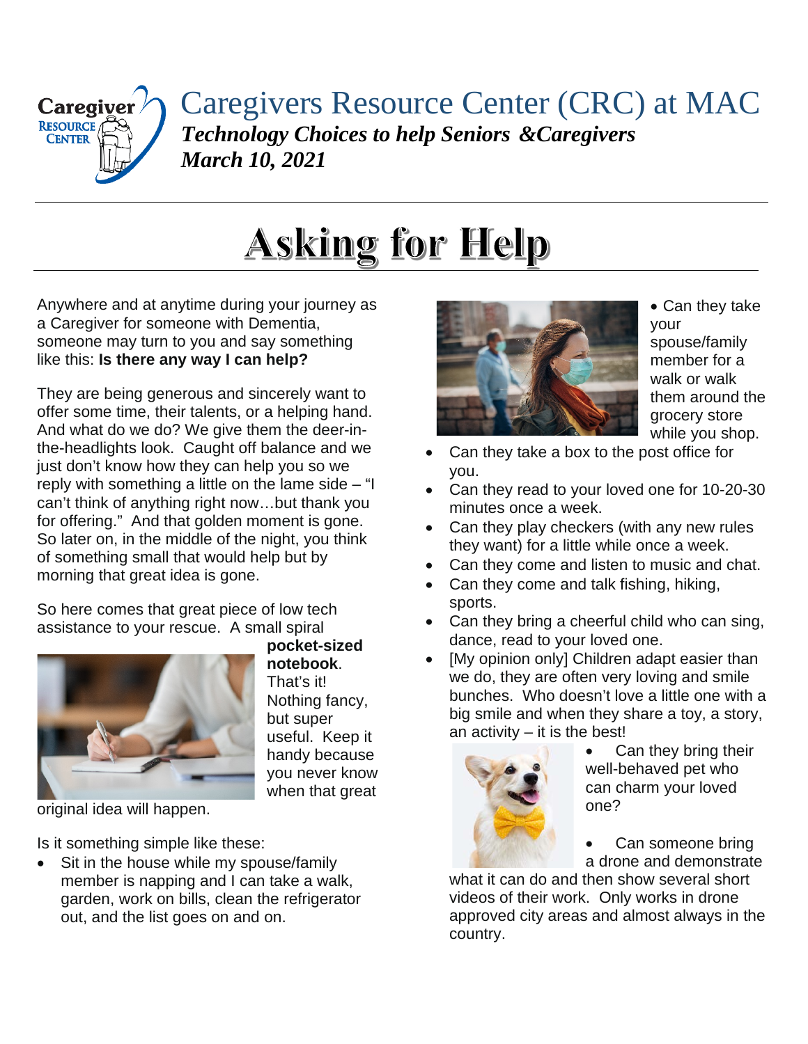# Caregivers Resource Center (CRC) at MAC

***Technology Choices to help Seniors &Caregivers***

***March 10, 2021***

# Asking for Help

Anywhere and at anytime during your journey as a Caregiver for someone with Dementia, someone may turn to you and say something like this: **Is there any way I can help?**

They are being generous and sincerely want to offer some time, their talents, or a helping hand. And what do we do? We give them the deer-in-the-headlights look. Caught off balance and we just don't know how they can help you so we reply with something a little on the lame side – "I can't think of anything right now…but thank you for offering." And that golden moment is gone. So later on, in the middle of the night, you think of something small that would help but by morning that great idea is gone.

So here comes that great piece of low tech assistance to your rescue. A small spiral **pocket-sized notebook**. That's it! Nothing fancy, but super useful. Keep it handy because you never know when that great original idea will happen.

Is it something simple like these:

- Sit in the house while my spouse/family member is napping and I can take a walk, garden, work on bills, clean the refrigerator out, and the list goes on and on.
- Can they take your spouse/family member for a walk or walk them around the grocery store while you shop.
- Can they take a box to the post office for you.
- Can they read to your loved one for 10-20-30 minutes once a week.
- Can they play checkers (with any new rules they want) for a little while once a week.
- Can they come and listen to music and chat.
- Can they come and talk fishing, hiking, sports.
- Can they bring a cheerful child who can sing, dance, read to your loved one.
- [My opinion only] Children adapt easier than we do, they are often very loving and smile bunches. Who doesn't love a little one with a big smile and when they share a toy, a story, an activity – it is the best!
- Can they bring their well-behaved pet who can charm your loved one?
- Can someone bring a drone and demonstrate what it can do and then show several short videos of their work. Only works in drone approved city areas and almost always in the country.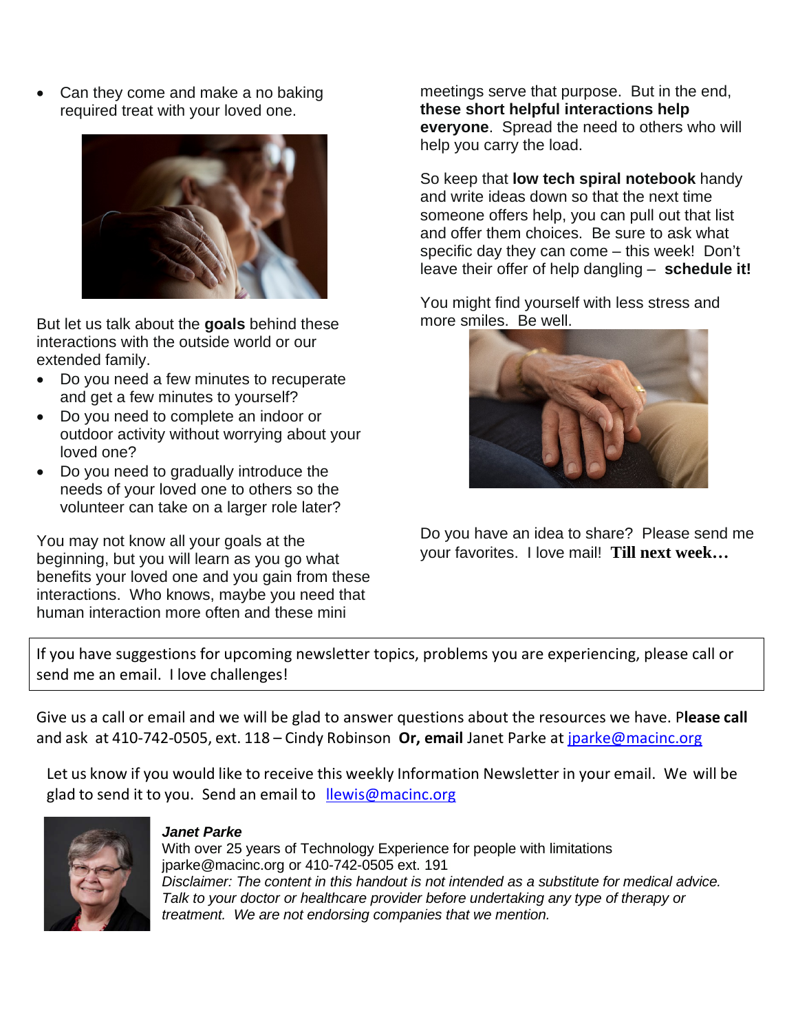- Can they come and make a no baking required treat with your loved one.

But let us talk about the **goals** behind these interactions with the outside world or our extended family.

- Do you need a few minutes to recuperate and get a few minutes to yourself?
- Do you need to complete an indoor or outdoor activity without worrying about your loved one?
- Do you need to gradually introduce the needs of your loved one to others so the volunteer can take on a larger role later?

You may not know all your goals at the beginning, but you will learn as you go what benefits your loved one and you gain from these interactions. Who knows, maybe you need that human interaction more often and these mini meetings serve that purpose. But in the end, **these short helpful interactions help everyone**. Spread the need to others who will help you carry the load.

So keep that **low tech spiral notebook** handy and write ideas down so that the next time someone offers help, you can pull out that list and offer them choices. Be sure to ask what specific day they can come – this week! Don't leave their offer of help dangling – **schedule it!**

You might find yourself with less stress and more smiles. Be well.

Do you have an idea to share? Please send me your favorites. I love mail! **Till next week…**

If you have suggestions for upcoming newsletter topics, problems you are experiencing, please call or send me an email. I love challenges!

Give us a call or email and we will be glad to answer questions about the resources we have. P**lease call** and ask at 410-742-0505, ext. 118 – Cindy Robinson **Or, email** Janet Parke at jparke@macinc.org

Let us know if you would like to receive this weekly Information Newsletter in your email. We will be glad to send it to you. Send an email to llewis@macinc.org

***Janet Parke***
With over 25 years of Technology Experience for people with limitations
jparke@macinc.org or 410-742-0505 ext. 191
*Disclaimer: The content in this handout is not intended as a substitute for medical advice. Talk to your doctor or healthcare provider before undertaking any type of therapy or treatment. We are not endorsing companies that we mention.*